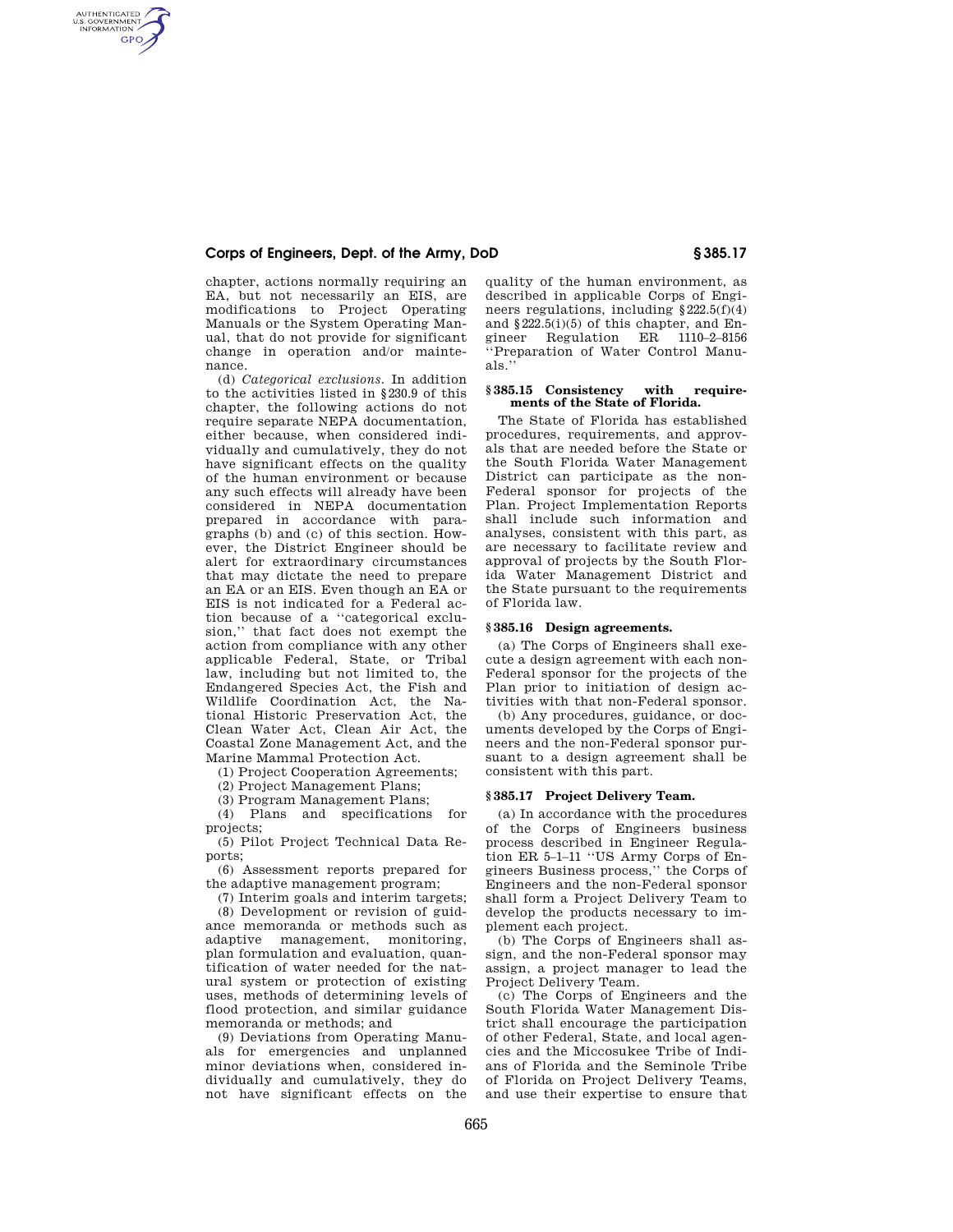chapter, actions normally requiring an EA, but not necessarily an EIS, are modifications to Project Operating Manuals or the System Operating Manual, that do not provide for significant change in operation and/or maintenance.

(d) *Categorical exclusions.* In addition to the activities listed in §230.9 of this chapter, the following actions do not require separate NEPA documentation, either because, when considered individually and cumulatively, they do not have significant effects on the quality of the human environment or because any such effects will already have been considered in NEPA documentation prepared in accordance with paragraphs (b) and (c) of this section. However, the District Engineer should be alert for extraordinary circumstances that may dictate the need to prepare an EA or an EIS. Even though an EA or EIS is not indicated for a Federal action because of a ''categorical exclusion,'' that fact does not exempt the action from compliance with any other applicable Federal, State, or Tribal law, including but not limited to, the Endangered Species Act, the Fish and Wildlife Coordination Act, the National Historic Preservation Act, the Clean Water Act, Clean Air Act, the Coastal Zone Management Act, and the Marine Mammal Protection Act.

(1) Project Cooperation Agreements;

(2) Project Management Plans;

(3) Program Management Plans;

(4) Plans and specifications for projects;

(5) Pilot Project Technical Data Reports;

(6) Assessment reports prepared for the adaptive management program;

(7) Interim goals and interim targets;

(8) Development or revision of guidance memoranda or methods such as adaptive management, monitoring, plan formulation and evaluation, quantification of water needed for the natural system or protection of existing uses, methods of determining levels of flood protection, and similar guidance memoranda or methods; and

(9) Deviations from Operating Manuals for emergencies and unplanned minor deviations when, considered individually and cumulatively, they do not have significant effects on the quality of the human environment, as described in applicable Corps of Engineers regulations, including §222.5(f)(4) and §222.5(i)(5) of this chapter, and Engineer Regulation ER 1110–2–8156 ''Preparation of Water Control Manuals.''

## §385.15 Consistency with requirements of the State of Florida.

The State of Florida has established procedures, requirements, and approvals that are needed before the State or the South Florida Water Management District can participate as the non-Federal sponsor for projects of the Plan. Project Implementation Reports shall include such information and analyses, consistent with this part, as are necessary to facilitate review and approval of projects by the South Florida Water Management District and the State pursuant to the requirements of Florida law.

## §385.16 Design agreements.

(a) The Corps of Engineers shall execute a design agreement with each non-Federal sponsor for the projects of the Plan prior to initiation of design activities with that non-Federal sponsor.

(b) Any procedures, guidance, or documents developed by the Corps of Engineers and the non-Federal sponsor pursuant to a design agreement shall be consistent with this part.

## §385.17 Project Delivery Team.

(a) In accordance with the procedures of the Corps of Engineers business process described in Engineer Regulation ER 5–1–11 ''US Army Corps of Engineers Business process,'' the Corps of Engineers and the non-Federal sponsor shall form a Project Delivery Team to develop the products necessary to implement each project.

(b) The Corps of Engineers shall assign, and the non-Federal sponsor may assign, a project manager to lead the Project Delivery Team.

(c) The Corps of Engineers and the South Florida Water Management District shall encourage the participation of other Federal, State, and local agencies and the Miccosukee Tribe of Indians of Florida and the Seminole Tribe of Florida on Project Delivery Teams, and use their expertise to ensure that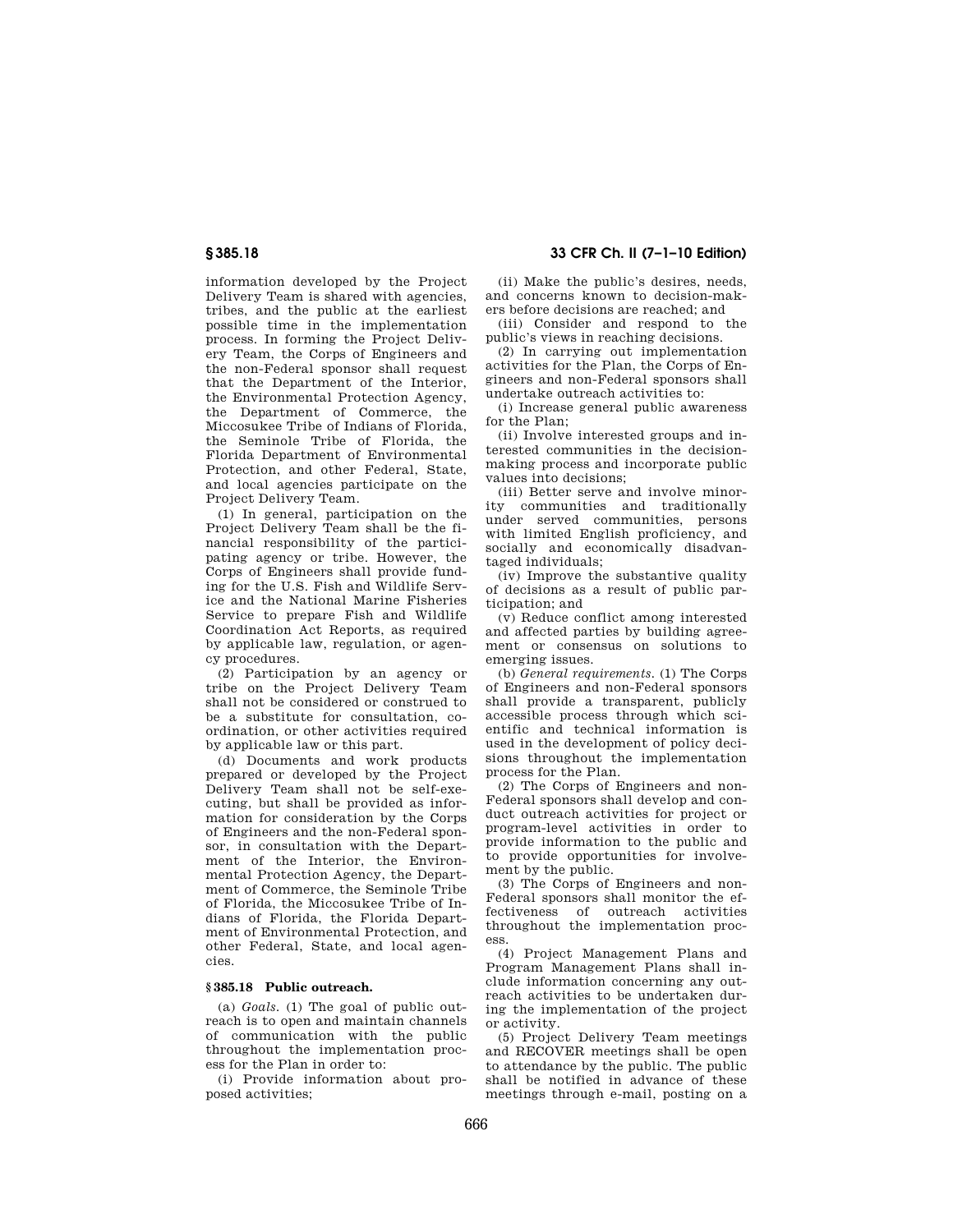information developed by the Project Delivery Team is shared with agencies, tribes, and the public at the earliest possible time in the implementation process. In forming the Project Delivery Team, the Corps of Engineers and the non-Federal sponsor shall request that the Department of the Interior, the Environmental Protection Agency, the Department of Commerce, the Miccosukee Tribe of Indians of Florida, the Seminole Tribe of Florida, the Florida Department of Environmental Protection, and other Federal, State, and local agencies participate on the Project Delivery Team.

(1) In general, participation on the Project Delivery Team shall be the financial responsibility of the participating agency or tribe. However, the Corps of Engineers shall provide funding for the U.S. Fish and Wildlife Service and the National Marine Fisheries Service to prepare Fish and Wildlife Coordination Act Reports, as required by applicable law, regulation, or agency procedures.

(2) Participation by an agency or tribe on the Project Delivery Team shall not be considered or construed to be a substitute for consultation, coordination, or other activities required by applicable law or this part.

(d) Documents and work products prepared or developed by the Project Delivery Team shall not be self-executing, but shall be provided as information for consideration by the Corps of Engineers and the non-Federal sponsor, in consultation with the Department of the Interior, the Environmental Protection Agency, the Department of Commerce, the Seminole Tribe of Florida, the Miccosukee Tribe of Indians of Florida, the Florida Department of Environmental Protection, and other Federal, State, and local agencies.

## § 385.18 Public outreach.

(a) *Goals.* (1) The goal of public outreach is to open and maintain channels of communication with the public throughout the implementation process for the Plan in order to:

(i) Provide information about proposed activities;

(ii) Make the public's desires, needs, and concerns known to decision-makers before decisions are reached; and

(iii) Consider and respond to the public's views in reaching decisions.

(2) In carrying out implementation activities for the Plan, the Corps of Engineers and non-Federal sponsors shall undertake outreach activities to:

(i) Increase general public awareness for the Plan;

(ii) Involve interested groups and interested communities in the decision-making process and incorporate public values into decisions;

(iii) Better serve and involve minority communities and traditionally under served communities, persons with limited English proficiency, and socially and economically disadvantaged individuals;

(iv) Improve the substantive quality of decisions as a result of public participation; and

(v) Reduce conflict among interested and affected parties by building agreement or consensus on solutions to emerging issues.

(b) *General requirements.* (1) The Corps of Engineers and non-Federal sponsors shall provide a transparent, publicly accessible process through which scientific and technical information is used in the development of policy decisions throughout the implementation process for the Plan.

(2) The Corps of Engineers and non-Federal sponsors shall develop and conduct outreach activities for project or program-level activities in order to provide information to the public and to provide opportunities for involvement by the public.

(3) The Corps of Engineers and non-Federal sponsors shall monitor the effectiveness of outreach activities throughout the implementation process.

(4) Project Management Plans and Program Management Plans shall include information concerning any outreach activities to be undertaken during the implementation of the project or activity.

(5) Project Delivery Team meetings and RECOVER meetings shall be open to attendance by the public. The public shall be notified in advance of these meetings through e-mail, posting on a